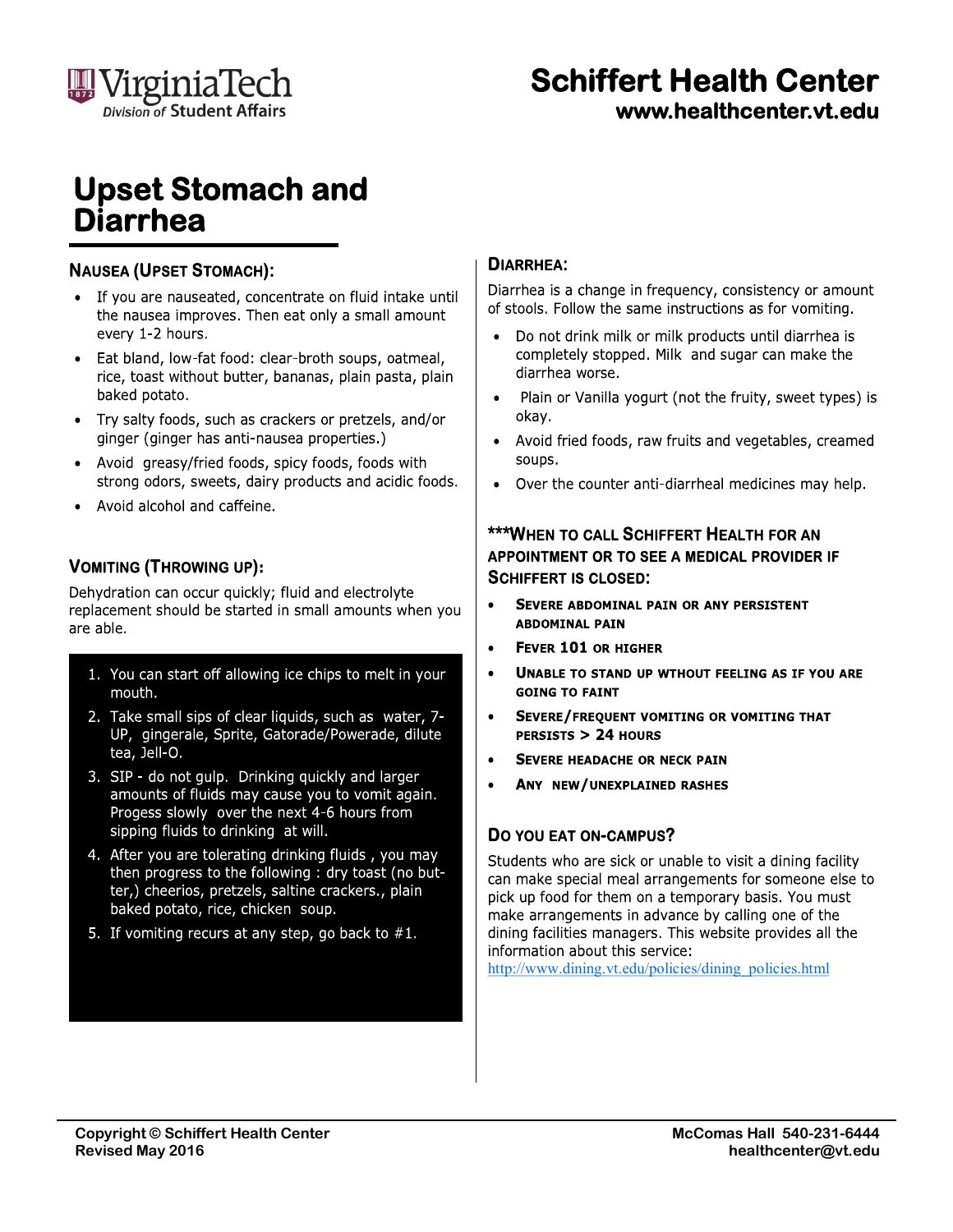# Upset Stomach and Diarrhea

## NAUSEA (UPSET STOMACH):

- If you are nauseated, concentrate on fluid intake until the nausea improves. Then eat only a small amount every 1-2 hours.
- Eat bland, low-fat food: clear-broth soups, oatmeal, rice, toast without butter, bananas, plain pasta, plain baked potato.
- Try salty foods, such as crackers or pretzels, and/or ginger (ginger has anti-nausea properties.)
- Avoid greasy/fried foods, spicy foods, foods with strong odors, sweets, dairy products and acidic foods.
- Avoid alcohol and caffeine.

## VOMITING (THROWING UP):

Dehydration can occur quickly; fluid and electrolyte replacement should be started in small amounts when you are able.

1. You can start off allowing ice chips to melt in your mouth.
2. Take small sips of clear liquids, such as water, 7-UP, gingerale, Sprite, Gatorade/Powerade, dilute tea, Jell-O.
3. SIP - do not gulp. Drinking quickly and larger amounts of fluids may cause you to vomit again. Progess slowly over the next 4-6 hours from sipping fluids to drinking at will.
4. After you are tolerating drinking fluids , you may then progress to the following : dry toast (no butter,) cheerios, pretzels, saltine crackers., plain baked potato, rice, chicken soup.
5. If vomiting recurs at any step, go back to #1.

## DIARRHEA:

Diarrhea is a change in frequency, consistency or amount of stools. Follow the same instructions as for vomiting.

- Do not drink milk or milk products until diarrhea is completely stopped. Milk and sugar can make the diarrhea worse.
- Plain or Vanilla yogurt (not the fruity, sweet types) is okay.
- Avoid fried foods, raw fruits and vegetables, creamed soups.
- Over the counter anti-diarrheal medicines may help.

## ***WHEN TO CALL SCHIFFERT HEALTH FOR AN APPOINTMENT OR TO SEE A MEDICAL PROVIDER IF SCHIFFERT IS CLOSED:

- **SEVERE ABDOMINAL PAIN OR ANY PERSISTENT ABDOMINAL PAIN**
- **FEVER 101 OR HIGHER**
- **UNABLE TO STAND UP WTHOUT FEELING AS IF YOU ARE GOING TO FAINT**
- **SEVERE/FREQUENT VOMITING OR VOMITING THAT PERSISTS > 24 HOURS**
- **SEVERE HEADACHE OR NECK PAIN**
- **ANY NEW/UNEXPLAINED RASHES**

## DO YOU EAT ON-CAMPUS?

Students who are sick or unable to visit a dining facility can make special meal arrangements for someone else to pick up food for them on a temporary basis. You must make arrangements in advance by calling one of the dining facilities managers. This website provides all the information about this service: http://www.dining.vt.edu/policies/dining_policies.html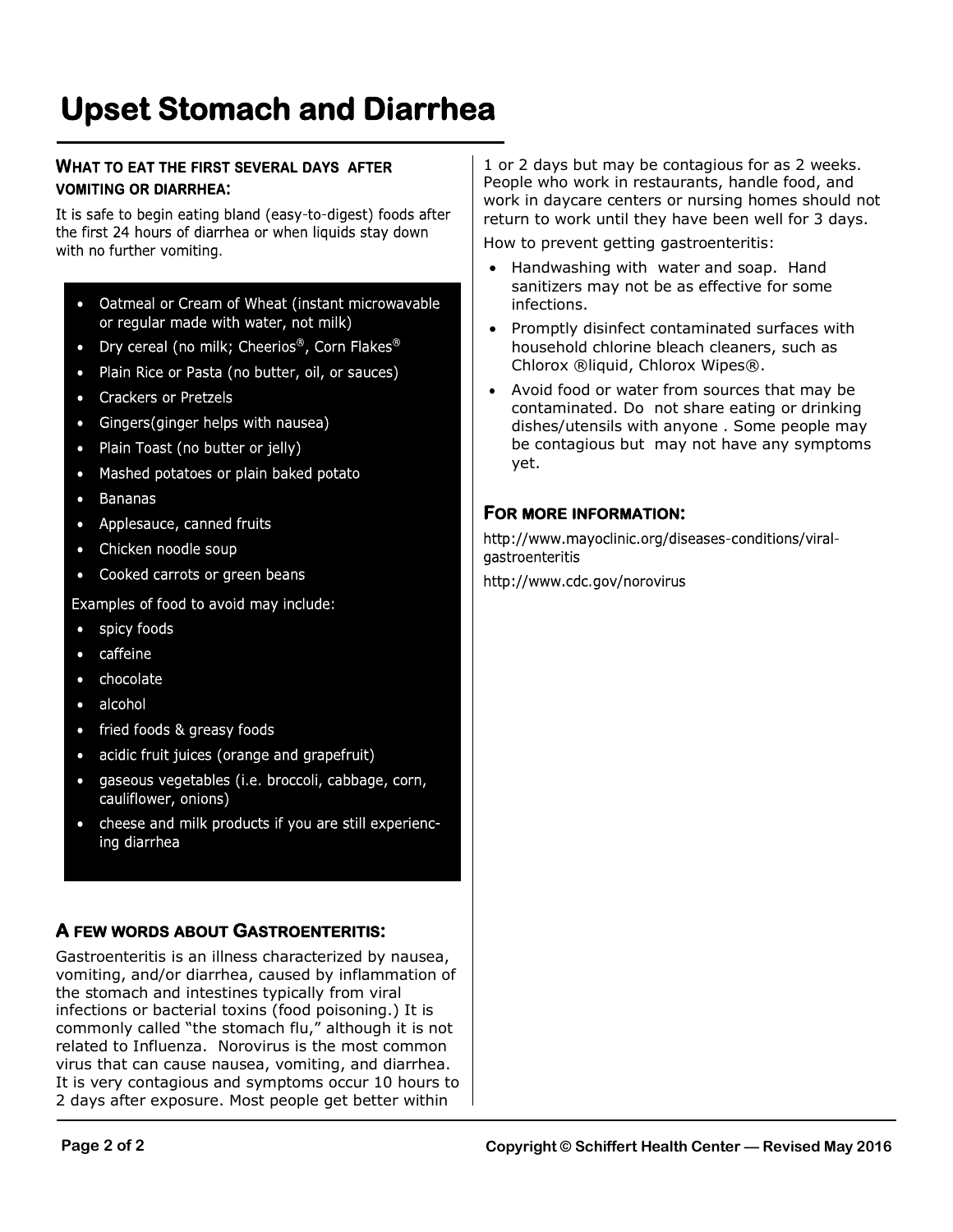# Upset Stomach and Diarrhea

### What to eat the first several days after vomiting or diarrhea:

It is safe to begin eating bland (easy-to-digest) foods after the first 24 hours of diarrhea or when liquids stay down with no further vomiting.

- Oatmeal or Cream of Wheat (instant microwavable or regular made with water, not milk)
- Dry cereal (no milk; Cheerios®, Corn Flakes®
- Plain Rice or Pasta (no butter, oil, or sauces)
- Crackers or Pretzels
- Gingers(ginger helps with nausea)
- Plain Toast (no butter or jelly)
- Mashed potatoes or plain baked potato
- Bananas
- Applesauce, canned fruits
- Chicken noodle soup
- Cooked carrots or green beans

Examples of food to avoid may include:

- spicy foods
- caffeine
- chocolate
- alcohol
- fried foods & greasy foods
- acidic fruit juices (orange and grapefruit)
- gaseous vegetables (i.e. broccoli, cabbage, corn, cauliflower, onions)
- cheese and milk products if you are still experiencing diarrhea

### A few words about Gastroenteritis:

Gastroenteritis is an illness characterized by nausea, vomiting, and/or diarrhea, caused by inflammation of the stomach and intestines typically from viral infections or bacterial toxins (food poisoning.) It is commonly called "the stomach flu," although it is not related to Influenza. Norovirus is the most common virus that can cause nausea, vomiting, and diarrhea. It is very contagious and symptoms occur 10 hours to 2 days after exposure. Most people get better within 1 or 2 days but may be contagious for as 2 weeks. People who work in restaurants, handle food, and work in daycare centers or nursing homes should not return to work until they have been well for 3 days.

How to prevent getting gastroenteritis:

- Handwashing with water and soap. Hand sanitizers may not be as effective for some infections.
- Promptly disinfect contaminated surfaces with household chlorine bleach cleaners, such as Chlorox ®liquid, Chlorox Wipes®.
- Avoid food or water from sources that may be contaminated. Do not share eating or drinking dishes/utensils with anyone . Some people may be contagious but may not have any symptoms yet.

### For more information:

http://www.mayoclinic.org/diseases-conditions/viral-gastroenteritis

http://www.cdc.gov/norovirus

Copyright © Schiffert Health Center — Revised May 2016